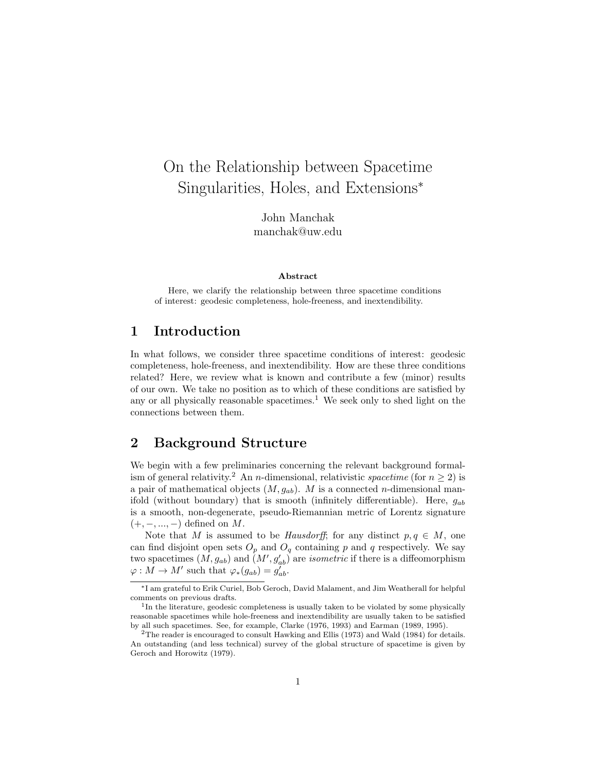# On the Relationship between Spacetime Singularities, Holes, and Extensions*

John Manchak
manchak@uw.edu

**Abstract**

Here, we clarify the relationship between three spacetime conditions of interest: geodesic completeness, hole-freeness, and inextendibility.

## 1 Introduction

In what follows, we consider three spacetime conditions of interest: geodesic completeness, hole-freeness, and inextendibility. How are these three conditions related? Here, we review what is known and contribute a few (minor) results of our own. We take no position as to which of these conditions are satisfied by any or all physically reasonable spacetimes.[1] We seek only to shed light on the connections between them.

## 2 Background Structure

We begin with a few preliminaries concerning the relevant background formalism of general relativity.[2] An $n$-dimensional, relativistic *spacetime* (for $n \geq 2$) is a pair of mathematical objects $(M, g_{ab})$. $M$ is a connected $n$-dimensional manifold (without boundary) that is smooth (infinitely differentiable). Here, $g_{ab}$ is a smooth, non-degenerate, pseudo-Riemannian metric of Lorentz signature $(+, -, ..., -)$ defined on $M$.

Note that $M$ is assumed to be *Hausdorff*; for any distinct $p, q \in M$, one can find disjoint open sets $O_p$ and $O_q$ containing $p$ and $q$ respectively. We say two spacetimes $(M, g_{ab})$ and $(M', g'_{ab})$ are *isometric* if there is a diffeomorphism $\varphi : M \to M'$ such that $\varphi_*(g_{ab}) = g'_{ab}$.

---

*I am grateful to Erik Curiel, Bob Geroch, David Malament, and Jim Weatherall for helpful comments on previous drafts.

[1] In the literature, geodesic completeness is usually taken to be violated by some physically reasonable spacetimes while hole-freeness and inextendibility are usually taken to be satisfied by all such spacetimes. See, for example, Clarke (1976, 1993) and Earman (1989, 1995).

[2] The reader is encouraged to consult Hawking and Ellis (1973) and Wald (1984) for details. An outstanding (and less technical) survey of the global structure of spacetime is given by Geroch and Horowitz (1979).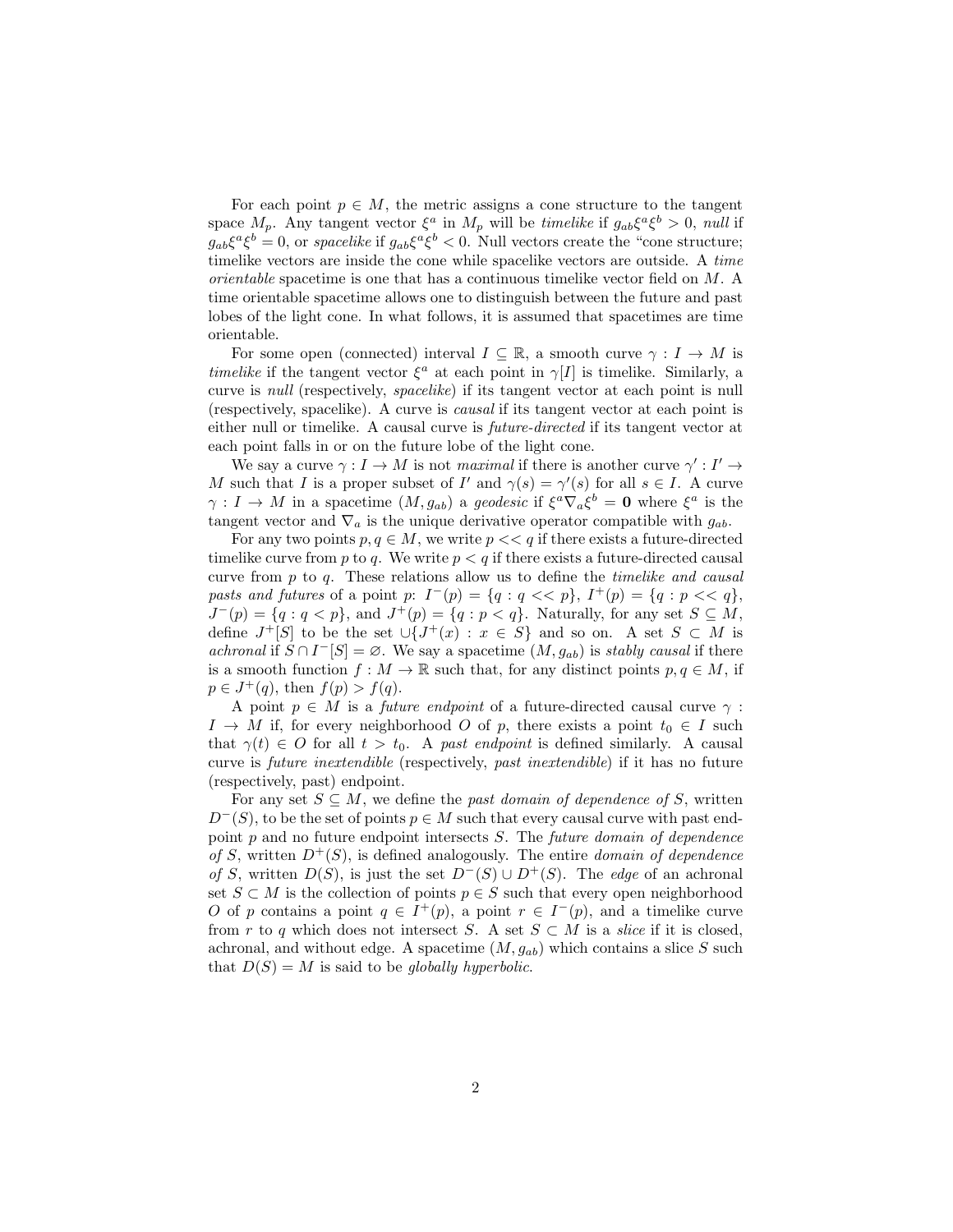For each point $p \in M$, the metric assigns a cone structure to the tangent space $M_p$. Any tangent vector $\xi^a$ in $M_p$ will be *timelike* if $g_{ab}\xi^a\xi^b > 0$, *null* if $g_{ab}\xi^a\xi^b = 0$, or *spacelike* if $g_{ab}\xi^a\xi^b < 0$. Null vectors create the "cone structure; timelike vectors are inside the cone while spacelike vectors are outside. A *time orientable* spacetime is one that has a continuous timelike vector field on $M$. A time orientable spacetime allows one to distinguish between the future and past lobes of the light cone. In what follows, it is assumed that spacetimes are time orientable.

For some open (connected) interval $I \subseteq \mathbb{R}$, a smooth curve $\gamma : I \to M$ is *timelike* if the tangent vector $\xi^a$ at each point in $\gamma[I]$ is timelike. Similarly, a curve is *null* (respectively, *spacelike*) if its tangent vector at each point is null (respectively, spacelike). A curve is *causal* if its tangent vector at each point is either null or timelike. A causal curve is *future-directed* if its tangent vector at each point falls in or on the future lobe of the light cone.

We say a curve $\gamma : I \to M$ is not *maximal* if there is another curve $\gamma' : I' \to M$ such that $I$ is a proper subset of $I'$ and $\gamma(s) = \gamma'(s)$ for all $s \in I$. A curve $\gamma : I \to M$ in a spacetime $(M, g_{ab})$ a *geodesic* if $\xi^a \nabla_a \xi^b = \mathbf{0}$ where $\xi^a$ is the tangent vector and $\nabla_a$ is the unique derivative operator compatible with $g_{ab}$.

For any two points $p, q \in M$, we write $p << q$ if there exists a future-directed timelike curve from $p$ to $q$. We write $p < q$ if there exists a future-directed causal curve from $p$ to $q$. These relations allow us to define the *timelike and causal pasts and futures* of a point $p$: $I^-(p) = \{q : q << p\}$, $I^+(p) = \{q : p << q\}$, $J^-(p) = \{q : q < p\}$, and $J^+(p) = \{q : p < q\}$. Naturally, for any set $S \subseteq M$, define $J^+[S]$ to be the set $\cup\{J^+(x) : x \in S\}$ and so on. A set $S \subset M$ is *achronal* if $S \cap I^-[S] = \varnothing$. We say a spacetime $(M, g_{ab})$ is *stably causal* if there is a smooth function $f : M \to \mathbb{R}$ such that, for any distinct points $p, q \in M$, if $p \in J^+(q)$, then $f(p) > f(q)$.

A point $p \in M$ is a *future endpoint* of a future-directed causal curve $\gamma : I \to M$ if, for every neighborhood $O$ of $p$, there exists a point $t_0 \in I$ such that $\gamma(t) \in O$ for all $t > t_0$. A *past endpoint* is defined similarly. A causal curve is *future inextendible* (respectively, *past inextendible*) if it has no future (respectively, past) endpoint.

For any set $S \subseteq M$, we define the *past domain of dependence of S*, written $D^-(S)$, to be the set of points $p \in M$ such that every causal curve with past endpoint $p$ and no future endpoint intersects $S$. The *future domain of dependence of S*, written $D^+(S)$, is defined analogously. The entire *domain of dependence of S*, written $D(S)$, is just the set $D^-(S) \cup D^+(S)$. The *edge* of an achronal set $S \subset M$ is the collection of points $p \in S$ such that every open neighborhood $O$ of $p$ contains a point $q \in I^+(p)$, a point $r \in I^-(p)$, and a timelike curve from $r$ to $q$ which does not intersect $S$. A set $S \subset M$ is a *slice* if it is closed, achronal, and without edge. A spacetime $(M, g_{ab})$ which contains a slice $S$ such that $D(S) = M$ is said to be *globally hyperbolic*.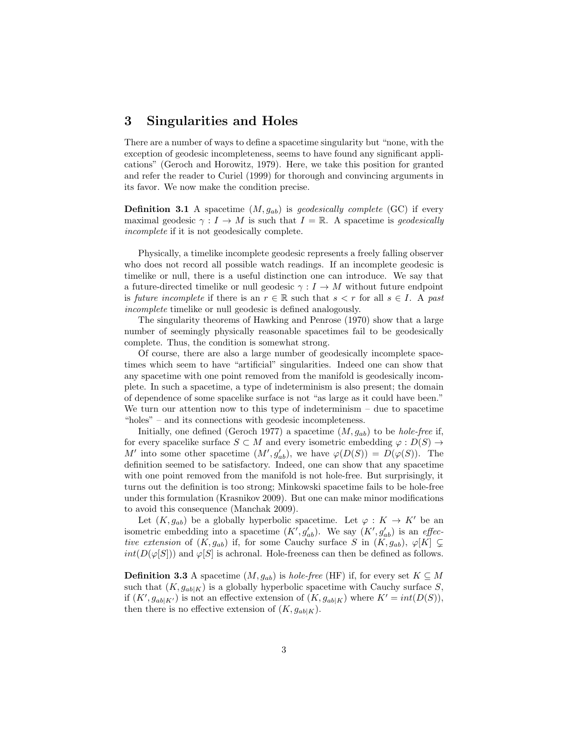## 3 Singularities and Holes

There are a number of ways to define a spacetime singularity but "none, with the exception of geodesic incompleteness, seems to have found any significant applications" (Geroch and Horowitz, 1979). Here, we take this position for granted and refer the reader to Curiel (1999) for thorough and convincing arguments in its favor. We now make the condition precise.

**Definition 3.1** A spacetime $(M, g_{ab})$ is *geodesically complete* (GC) if every maximal geodesic $\gamma : I \to M$ is such that $I = \mathbb{R}$. A spacetime is *geodesically incomplete* if it is not geodesically complete.

Physically, a timelike incomplete geodesic represents a freely falling observer who does not record all possible watch readings. If an incomplete geodesic is timelike or null, there is a useful distinction one can introduce. We say that a future-directed timelike or null geodesic $\gamma : I \to M$ without future endpoint is *future incomplete* if there is an $r \in \mathbb{R}$ such that $s < r$ for all $s \in I$. A *past incomplete* timelike or null geodesic is defined analogously.

The singularity theorems of Hawking and Penrose (1970) show that a large number of seemingly physically reasonable spacetimes fail to be geodesically complete. Thus, the condition is somewhat strong.

Of course, there are also a large number of geodesically incomplete spacetimes which seem to have "artificial" singularities. Indeed one can show that any spacetime with one point removed from the manifold is geodesically incomplete. In such a spacetime, a type of indeterminism is also present; the domain of dependence of some spacelike surface is not "as large as it could have been." We turn our attention now to this type of indeterminism – due to spacetime "holes" – and its connections with geodesic incompleteness.

Initially, one defined (Geroch 1977) a spacetime $(M, g_{ab})$ to be *hole-free* if, for every spacelike surface $S \subset M$ and every isometric embedding $\varphi : D(S) \to M'$ into some other spacetime $(M', g'_{ab})$, we have $\varphi(D(S)) = D(\varphi(S))$. The definition seemed to be satisfactory. Indeed, one can show that any spacetime with one point removed from the manifold is not hole-free. But surprisingly, it turns out the definition is too strong; Minkowski spacetime fails to be hole-free under this formulation (Krasnikov 2009). But one can make minor modifications to avoid this consequence (Manchak 2009).

Let $(K, g_{ab})$ be a globally hyperbolic spacetime. Let $\varphi : K \to K'$ be an isometric embedding into a spacetime $(K', g'_{ab})$. We say $(K', g'_{ab})$ is an *effective extension* of $(K, g_{ab})$ if, for some Cauchy surface $S$ in $(K, g_{ab})$, $\varphi[K] \subsetneq int(D(\varphi[S]))$ and $\varphi[S]$ is achronal. Hole-freeness can then be defined as follows.

**Definition 3.3** A spacetime $(M, g_{ab})$ is *hole-free* (HF) if, for every set $K \subseteq M$ such that $(K, g_{ab|K})$ is a globally hyperbolic spacetime with Cauchy surface $S$, if $(K', g_{ab|K'})$ is not an effective extension of $(K, g_{ab|K})$ where $K' = int(D(S))$, then there is no effective extension of $(K, g_{ab|K})$.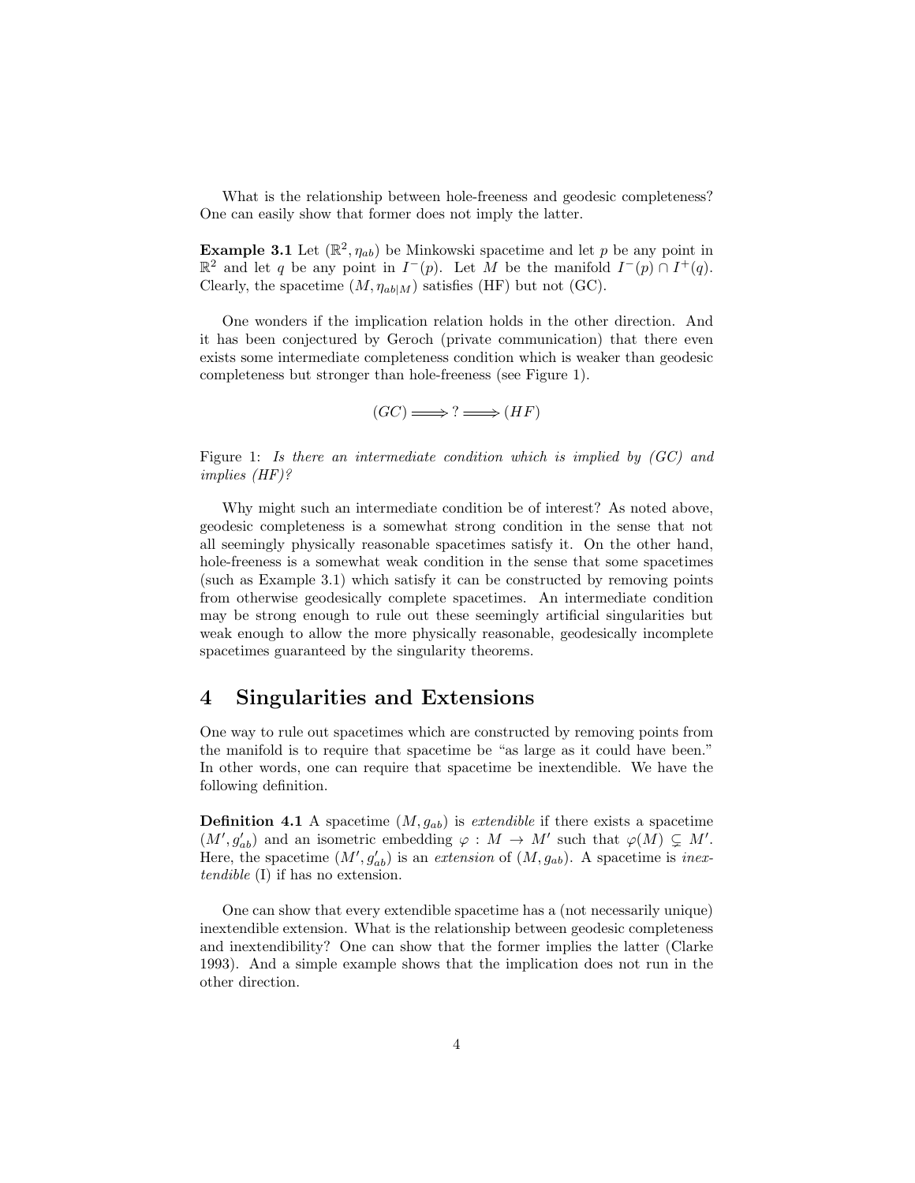What is the relationship between hole-freeness and geodesic completeness? One can easily show that former does not imply the latter.

**Example 3.1** Let $(\mathbb{R}^2, \eta_{ab})$ be Minkowski spacetime and let $p$ be any point in $\mathbb{R}^2$ and let $q$ be any point in $I^-(p)$. Let $M$ be the manifold $I^-(p) \cap I^+(q)$. Clearly, the spacetime $(M, \eta_{ab|M})$ satisfies (HF) but not (GC).

One wonders if the implication relation holds in the other direction. And it has been conjectured by Geroch (private communication) that there even exists some intermediate completeness condition which is weaker than geodesic completeness but stronger than hole-freeness (see Figure 1).

$$(GC) \Longrightarrow \, ? \Longrightarrow (HF)$$

Figure 1: *Is there an intermediate condition which is implied by (GC) and implies (HF)?*

Why might such an intermediate condition be of interest? As noted above, geodesic completeness is a somewhat strong condition in the sense that not all seemingly physically reasonable spacetimes satisfy it. On the other hand, hole-freeness is a somewhat weak condition in the sense that some spacetimes (such as Example 3.1) which satisfy it can be constructed by removing points from otherwise geodesically complete spacetimes. An intermediate condition may be strong enough to rule out these seemingly artificial singularities but weak enough to allow the more physically reasonable, geodesically incomplete spacetimes guaranteed by the singularity theorems.

# 4 Singularities and Extensions

One way to rule out spacetimes which are constructed by removing points from the manifold is to require that spacetime be "as large as it could have been." In other words, one can require that spacetime be inextendible. We have the following definition.

**Definition 4.1** A spacetime $(M, g_{ab})$ is *extendible* if there exists a spacetime $(M', g'_{ab})$ and an isometric embedding $\varphi : M \to M'$ such that $\varphi(M) \subsetneq M'$. Here, the spacetime $(M', g'_{ab})$ is an *extension* of $(M, g_{ab})$. A spacetime is *inextendible* (I) if has no extension.

One can show that every extendible spacetime has a (not necessarily unique) inextendible extension. What is the relationship between geodesic completeness and inextendibility? One can show that the former implies the latter (Clarke 1993). And a simple example shows that the implication does not run in the other direction.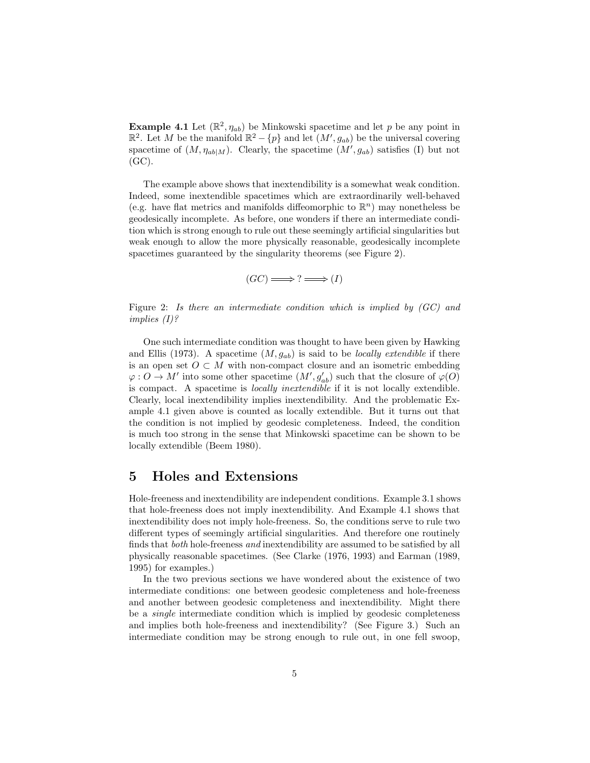**Example 4.1** Let $(\mathbb{R}^2, \eta_{ab})$ be Minkowski spacetime and let $p$ be any point in $\mathbb{R}^2$. Let $M$ be the manifold $\mathbb{R}^2 - \{p\}$ and let $(M', g_{ab})$ be the universal covering spacetime of $(M, \eta_{ab|M})$. Clearly, the spacetime $(M', g_{ab})$ satisfies (I) but not (GC).

The example above shows that inextendibility is a somewhat weak condition. Indeed, some inextendible spacetimes which are extraordinarily well-behaved (e.g. have flat metrics and manifolds diffeomorphic to $\mathbb{R}^n$) may nonetheless be geodesically incomplete. As before, one wonders if there an intermediate condition which is strong enough to rule out these seemingly artificial singularities but weak enough to allow the more physically reasonable, geodesically incomplete spacetimes guaranteed by the singularity theorems (see Figure 2).

$$(GC) \Longrightarrow \, ? \Longrightarrow (I)$$

Figure 2: *Is there an intermediate condition which is implied by (GC) and implies (I)?*

One such intermediate condition was thought to have been given by Hawking and Ellis (1973). A spacetime $(M, g_{ab})$ is said to be *locally extendible* if there is an open set $O \subset M$ with non-compact closure and an isometric embedding $\varphi : O \to M'$ into some other spacetime $(M', g'_{ab})$ such that the closure of $\varphi(O)$ is compact. A spacetime is *locally inextendible* if it is not locally extendible. Clearly, local inextendibility implies inextendibility. And the problematic Example 4.1 given above is counted as locally extendible. But it turns out that the condition is not implied by geodesic completeness. Indeed, the condition is much too strong in the sense that Minkowski spacetime can be shown to be locally extendible (Beem 1980).

## 5 Holes and Extensions

Hole-freeness and inextendibility are independent conditions. Example 3.1 shows that hole-freeness does not imply inextendibility. And Example 4.1 shows that inextendibility does not imply hole-freeness. So, the conditions serve to rule two different types of seemingly artificial singularities. And therefore one routinely finds that *both* hole-freeness *and* inextendibility are assumed to be satisfied by all physically reasonable spacetimes. (See Clarke (1976, 1993) and Earman (1989, 1995) for examples.)

In the two previous sections we have wondered about the existence of two intermediate conditions: one between geodesic completeness and hole-freeness and another between geodesic completeness and inextendibility. Might there be a *single* intermediate condition which is implied by geodesic completeness and implies both hole-freeness and inextendibility? (See Figure 3.) Such an intermediate condition may be strong enough to rule out, in one fell swoop,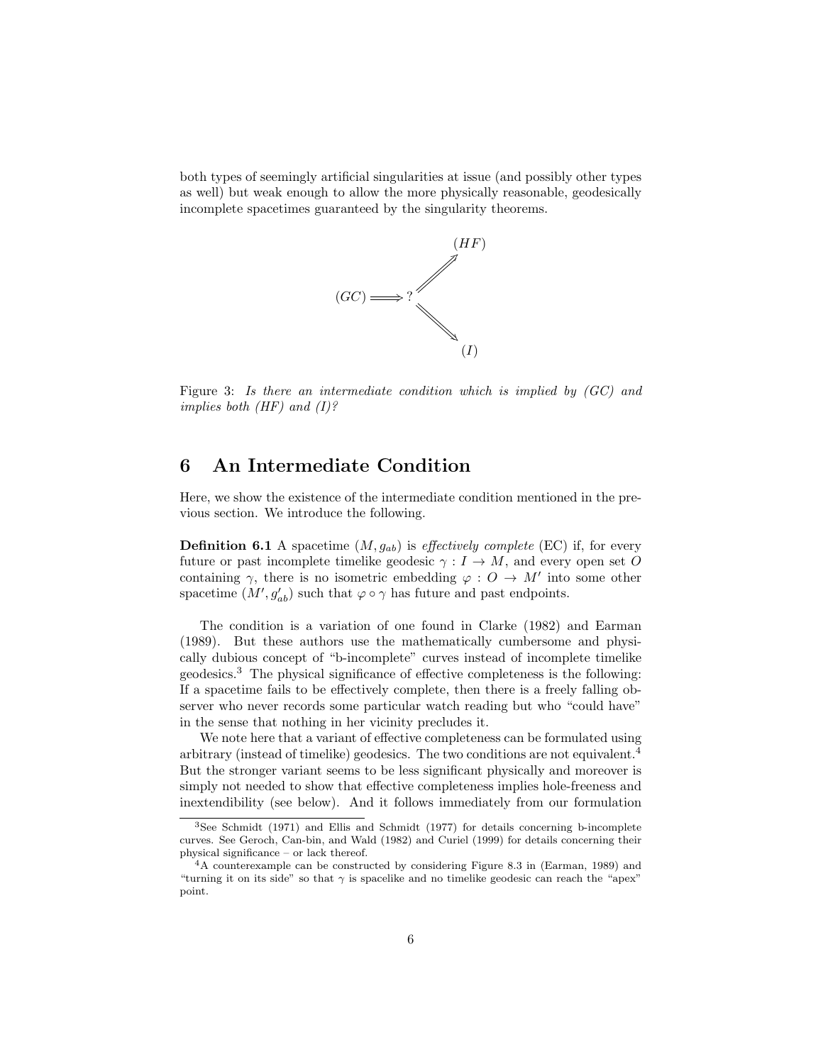both types of seemingly artificial singularities at issue (and possibly other types as well) but weak enough to allow the more physically reasonable, geodesically incomplete spacetimes guaranteed by the singularity theorems.

$$
\begin{array}{ccc}
 & & (HF) \\
 & & \nearrow \\
(GC) & \Longrightarrow\ ? & \\
 & & \searrow \\
 & & (I)
\end{array}
$$

Figure 3: *Is there an intermediate condition which is implied by (GC) and implies both (HF) and (I)?*

# 6 An Intermediate Condition

Here, we show the existence of the intermediate condition mentioned in the previous section. We introduce the following.

**Definition 6.1** A spacetime $(M, g_{ab})$ is *effectively complete* (EC) if, for every future or past incomplete timelike geodesic $\gamma : I \to M$, and every open set $O$ containing $\gamma$, there is no isometric embedding $\varphi : O \to M'$ into some other spacetime $(M', g'_{ab})$ such that $\varphi \circ \gamma$ has future and past endpoints.

The condition is a variation of one found in Clarke (1982) and Earman (1989). But these authors use the mathematically cumbersome and physically dubious concept of "b-incomplete" curves instead of incomplete timelike geodesics.[3] The physical significance of effective completeness is the following: If a spacetime fails to be effectively complete, then there is a freely falling observer who never records some particular watch reading but who "could have" in the sense that nothing in her vicinity precludes it.

We note here that a variant of effective completeness can be formulated using arbitrary (instead of timelike) geodesics. The two conditions are not equivalent.[4] But the stronger variant seems to be less significant physically and moreover is simply not needed to show that effective completeness implies hole-freeness and inextendibility (see below). And it follows immediately from our formulation

---

[3] See Schmidt (1971) and Ellis and Schmidt (1977) for details concerning b-incomplete curves. See Geroch, Can-bin, and Wald (1982) and Curiel (1999) for details concerning their physical significance – or lack thereof.

[4] A counterexample can be constructed by considering Figure 8.3 in (Earman, 1989) and "turning it on its side" so that $\gamma$ is spacelike and no timelike geodesic can reach the "apex" point.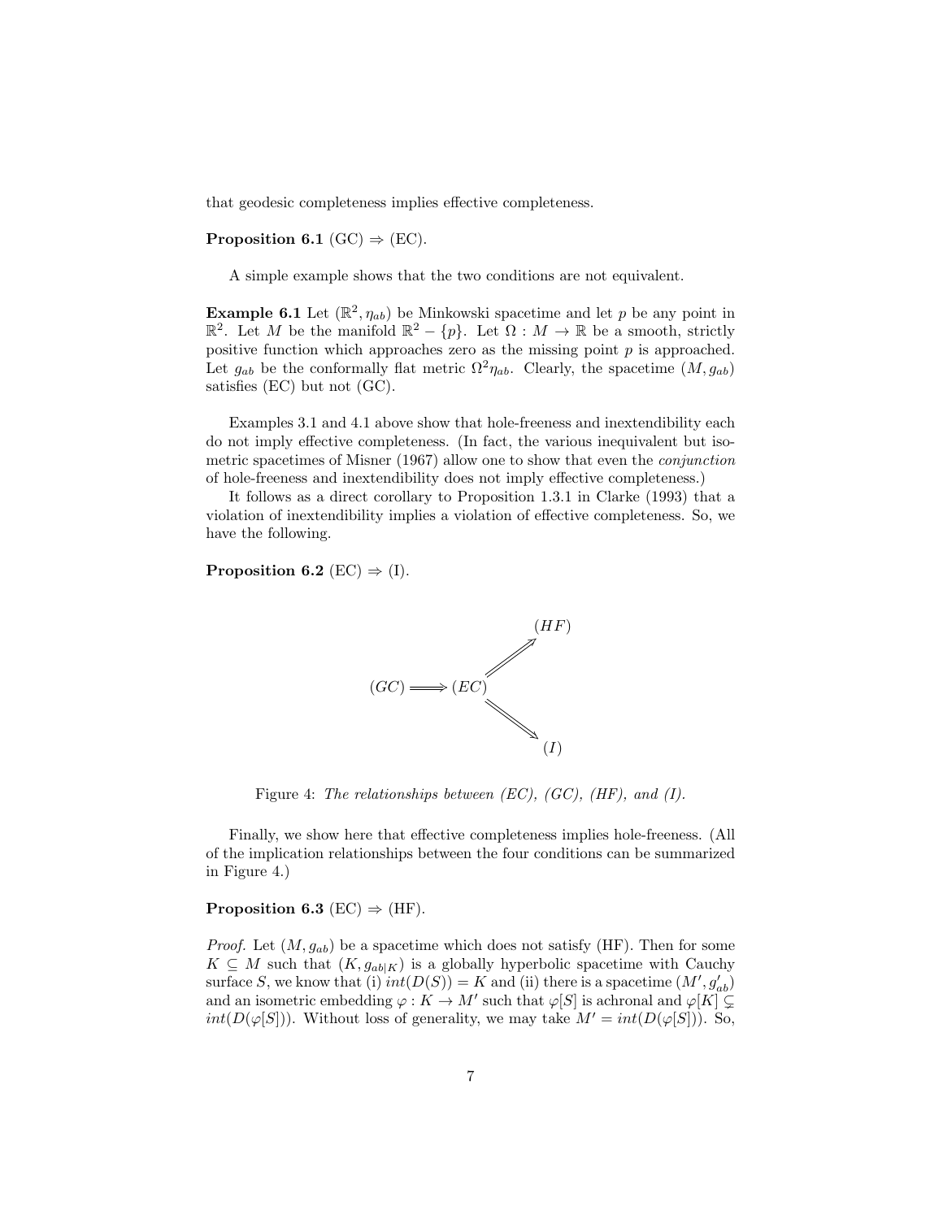that geodesic completeness implies effective completeness.

**Proposition 6.1** (GC) $\Rightarrow$ (EC).

A simple example shows that the two conditions are not equivalent.

**Example 6.1** Let $(\mathbb{R}^2, \eta_{ab})$ be Minkowski spacetime and let $p$ be any point in $\mathbb{R}^2$. Let $M$ be the manifold $\mathbb{R}^2 - \{p\}$. Let $\Omega : M \to \mathbb{R}$ be a smooth, strictly positive function which approaches zero as the missing point $p$ is approached. Let $g_{ab}$ be the conformally flat metric $\Omega^2 \eta_{ab}$. Clearly, the spacetime $(M, g_{ab})$ satisfies (EC) but not (GC).

Examples 3.1 and 4.1 above show that hole-freeness and inextendibility each do not imply effective completeness. (In fact, the various inequivalent but isometric spacetimes of Misner (1967) allow one to show that even the *conjunction* of hole-freeness and inextendibility does not imply effective completeness.)

It follows as a direct corollary to Proposition 1.3.1 in Clarke (1993) that a violation of inextendibility implies a violation of effective completeness. So, we have the following.

**Proposition 6.2** (EC) $\Rightarrow$ (I).

$$(GC) \Longrightarrow (EC) \Longrightarrow (HF), \qquad (EC) \Longrightarrow (I)$$

Figure 4: *The relationships between (EC), (GC), (HF), and (I).*

Finally, we show here that effective completeness implies hole-freeness. (All of the implication relationships between the four conditions can be summarized in Figure 4.)

**Proposition 6.3** (EC) $\Rightarrow$ (HF).

*Proof.* Let $(M, g_{ab})$ be a spacetime which does not satisfy (HF). Then for some $K \subseteq M$ such that $(K, g_{ab|K})$ is a globally hyperbolic spacetime with Cauchy surface $S$, we know that (i) $int(D(S)) = K$ and (ii) there is a spacetime $(M', g'_{ab})$ and an isometric embedding $\varphi : K \to M'$ such that $\varphi[S]$ is achronal and $\varphi[K] \subsetneq int(D(\varphi[S]))$. Without loss of generality, we may take $M' = int(D(\varphi[S]))$. So,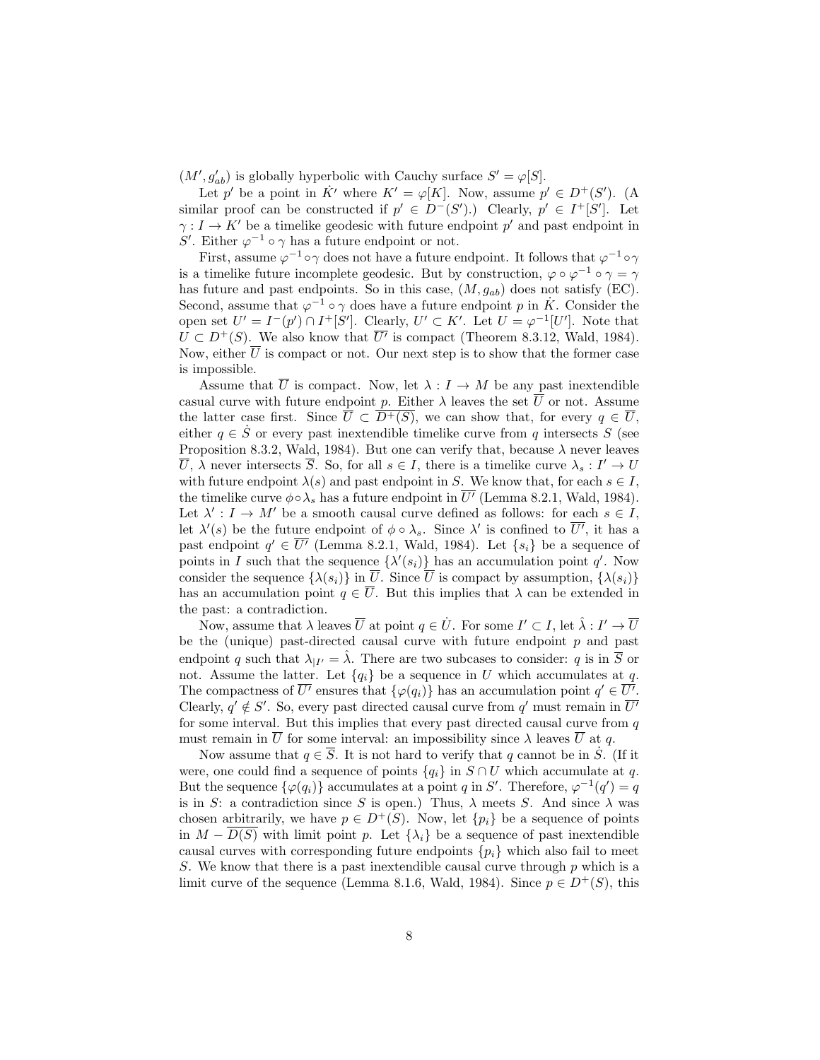$(M', g'_{ab})$ is globally hyperbolic with Cauchy surface $S' = \varphi[S]$.

Let $p'$ be a point in $\dot{K}'$ where $K' = \varphi[K]$. Now, assume $p' \in D^+(S')$. (A similar proof can be constructed if $p' \in D^-(S')$.) Clearly, $p' \in I^+[S']$. Let $\gamma : I \to K'$ be a timelike geodesic with future endpoint $p'$ and past endpoint in $S'$. Either $\varphi^{-1} \circ \gamma$ has a future endpoint or not.

First, assume $\varphi^{-1} \circ \gamma$ does not have a future endpoint. It follows that $\varphi^{-1} \circ \gamma$ is a timelike future incomplete geodesic. But by construction, $\varphi \circ \varphi^{-1} \circ \gamma = \gamma$ has future and past endpoints. So in this case, $(M, g_{ab})$ does not satisfy (EC). Second, assume that $\varphi^{-1} \circ \gamma$ does have a future endpoint $p$ in $\dot{K}$. Consider the open set $U' = I^-(p') \cap I^+[S']$. Clearly, $U' \subset K'$. Let $U = \varphi^{-1}[U']$. Note that $U \subset D^+(S)$. We also know that $\overline{U'}$ is compact (Theorem 8.3.12, Wald, 1984). Now, either $\overline{U}$ is compact or not. Our next step is to show that the former case is impossible.

Assume that $\overline{U}$ is compact. Now, let $\lambda : I \to M$ be any past inextendible casual curve with future endpoint $p$. Either $\lambda$ leaves the set $\overline{U}$ or not. Assume the latter case first. Since $\overline{U} \subset \overline{D^+(S)}$, we can show that, for every $q \in \overline{U}$, either $q \in \dot{S}$ or every past inextendible timelike curve from $q$ intersects $S$ (see Proposition 8.3.2, Wald, 1984). But one can verify that, because $\lambda$ never leaves $\overline{U}$, $\lambda$ never intersects $\overline{S}$. So, for all $s \in I$, there is a timelike curve $\lambda_s : I' \to U$ with future endpoint $\lambda(s)$ and past endpoint in $S$. We know that, for each $s \in I$, the timelike curve $\phi \circ \lambda_s$ has a future endpoint in $\overline{U'}$ (Lemma 8.2.1, Wald, 1984). Let $\lambda' : I \to M'$ be a smooth causal curve defined as follows: for each $s \in I$, let $\lambda'(s)$ be the future endpoint of $\phi \circ \lambda_s$. Since $\lambda'$ is confined to $\overline{U'}$, it has a past endpoint $q' \in \overline{U'}$ (Lemma 8.2.1, Wald, 1984). Let $\{s_i\}$ be a sequence of points in $I$ such that the sequence $\{\lambda'(s_i)\}$ has an accumulation point $q'$. Now consider the sequence $\{\lambda(s_i)\}$ in $\overline{U}$. Since $\overline{U}$ is compact by assumption, $\{\lambda(s_i)\}$ has an accumulation point $q \in \overline{U}$. But this implies that $\lambda$ can be extended in the past: a contradiction.

Now, assume that $\lambda$ leaves $\overline{U}$ at point $q \in \dot{U}$. For some $I' \subset I$, let $\hat{\lambda} : I' \to \overline{U}$ be the (unique) past-directed causal curve with future endpoint $p$ and past endpoint $q$ such that $\lambda_{|I'} = \hat{\lambda}$. There are two subcases to consider: $q$ is in $\overline{S}$ or not. Assume the latter. Let $\{q_i\}$ be a sequence in $U$ which accumulates at $q$. The compactness of $\overline{U'}$ ensures that $\{\varphi(q_i)\}$ has an accumulation point $q' \in \overline{U'}$. Clearly, $q' \notin S'$. So, every past directed causal curve from $q'$ must remain in $\overline{U'}$ for some interval. But this implies that every past directed causal curve from $q$ must remain in $\overline{U}$ for some interval: an impossibility since $\lambda$ leaves $\overline{U}$ at $q$.

Now assume that $q \in \overline{S}$. It is not hard to verify that $q$ cannot be in $\dot{S}$. (If it were, one could find a sequence of points $\{q_i\}$ in $S \cap U$ which accumulate at $q$. But the sequence $\{\varphi(q_i)\}$ accumulates at a point $q$ in $S'$. Therefore, $\varphi^{-1}(q') = q$ is in $S$: a contradiction since $S$ is open.) Thus, $\lambda$ meets $S$. And since $\lambda$ was chosen arbitrarily, we have $p \in D^+(S)$. Now, let $\{p_i\}$ be a sequence of points in $M - \overline{D(S)}$ with limit point $p$. Let $\{\lambda_i\}$ be a sequence of past inextendible causal curves with corresponding future endpoints $\{p_i\}$ which also fail to meet $S$. We know that there is a past inextendible causal curve through $p$ which is a limit curve of the sequence (Lemma 8.1.6, Wald, 1984). Since $p \in D^+(S)$, this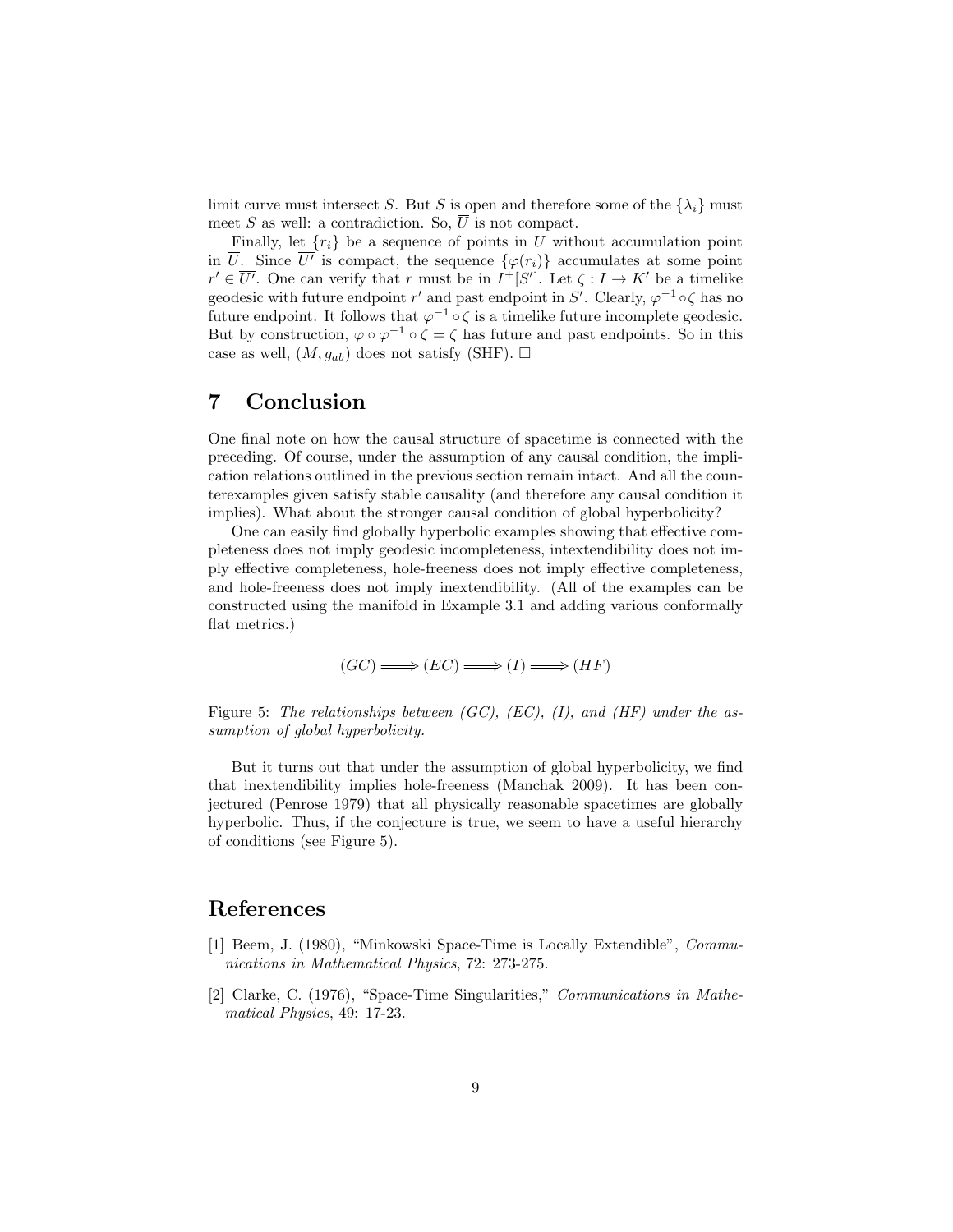limit curve must intersect $S$. But $S$ is open and therefore some of the $\{\lambda_i\}$ must meet $S$ as well: a contradiction. So, $\overline{U}$ is not compact.

Finally, let $\{r_i\}$ be a sequence of points in $U$ without accumulation point in $\overline{U}$. Since $\overline{U'}$ is compact, the sequence $\{\varphi(r_i)\}$ accumulates at some point $r' \in \overline{U'}$. One can verify that $r$ must be in $I^+[S']$. Let $\zeta : I \to K'$ be a timelike geodesic with future endpoint $r'$ and past endpoint in $S'$. Clearly, $\varphi^{-1} \circ \zeta$ has no future endpoint. It follows that $\varphi^{-1} \circ \zeta$ is a timelike future incomplete geodesic. But by construction, $\varphi \circ \varphi^{-1} \circ \zeta = \zeta$ has future and past endpoints. So in this case as well, $(M, g_{ab})$ does not satisfy (SHF). $\square$

## 7 Conclusion

One final note on how the causal structure of spacetime is connected with the preceding. Of course, under the assumption of any causal condition, the implication relations outlined in the previous section remain intact. And all the counterexamples given satisfy stable causality (and therefore any causal condition it implies). What about the stronger causal condition of global hyperbolicity?

One can easily find globally hyperbolic examples showing that effective completeness does not imply geodesic incompleteness, intextendibility does not imply effective completeness, hole-freeness does not imply effective completeness, and hole-freeness does not imply inextendibility. (All of the examples can be constructed using the manifold in Example 3.1 and adding various conformally flat metrics.)

$$(GC) \Longrightarrow (EC) \Longrightarrow (I) \Longrightarrow (HF)$$

Figure 5: *The relationships between (GC), (EC), (I), and (HF) under the assumption of global hyperbolicity.*

But it turns out that under the assumption of global hyperbolicity, we find that inextendibility implies hole-freeness (Manchak 2009). It has been conjectured (Penrose 1979) that all physically reasonable spacetimes are globally hyperbolic. Thus, if the conjecture is true, we seem to have a useful hierarchy of conditions (see Figure 5).

## References

[1] Beem, J. (1980), "Minkowski Space-Time is Locally Extendible", *Communications in Mathematical Physics*, 72: 273-275.

[2] Clarke, C. (1976), "Space-Time Singularities," *Communications in Mathematical Physics*, 49: 17-23.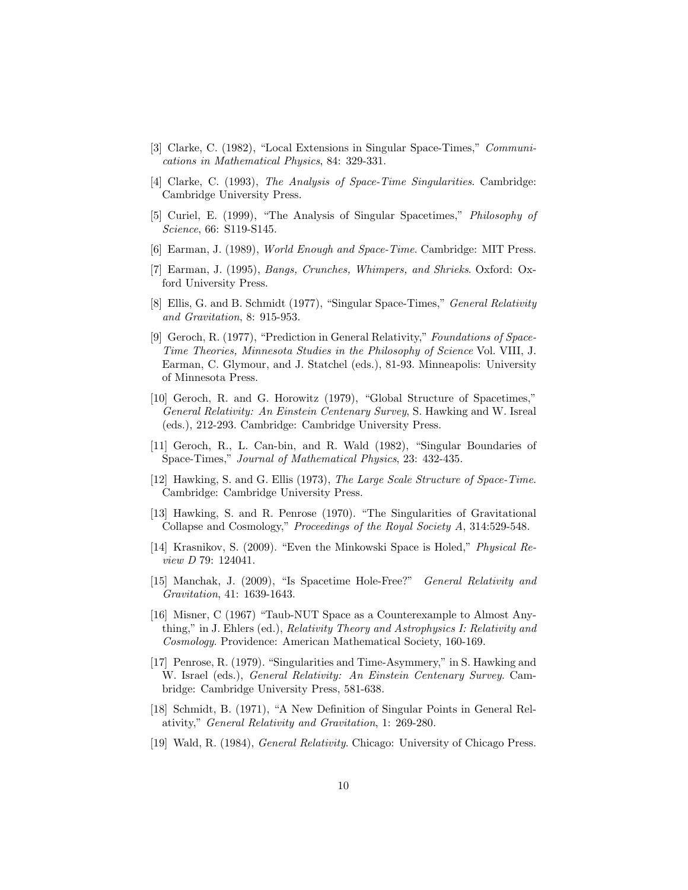[3] Clarke, C. (1982), "Local Extensions in Singular Space-Times," *Communications in Mathematical Physics*, 84: 329-331.

[4] Clarke, C. (1993), *The Analysis of Space-Time Singularities*. Cambridge: Cambridge University Press.

[5] Curiel, E. (1999), "The Analysis of Singular Spacetimes," *Philosophy of Science*, 66: S119-S145.

[6] Earman, J. (1989), *World Enough and Space-Time*. Cambridge: MIT Press.

[7] Earman, J. (1995), *Bangs, Crunches, Whimpers, and Shrieks*. Oxford: Oxford University Press.

[8] Ellis, G. and B. Schmidt (1977), "Singular Space-Times," *General Relativity and Gravitation*, 8: 915-953.

[9] Geroch, R. (1977), "Prediction in General Relativity," *Foundations of Space-Time Theories, Minnesota Studies in the Philosophy of Science* Vol. VIII, J. Earman, C. Glymour, and J. Statchel (eds.), 81-93. Minneapolis: University of Minnesota Press.

[10] Geroch, R. and G. Horowitz (1979), "Global Structure of Spacetimes," *General Relativity: An Einstein Centenary Survey*, S. Hawking and W. Isreal (eds.), 212-293. Cambridge: Cambridge University Press.

[11] Geroch, R., L. Can-bin, and R. Wald (1982), "Singular Boundaries of Space-Times," *Journal of Mathematical Physics*, 23: 432-435.

[12] Hawking, S. and G. Ellis (1973), *The Large Scale Structure of Space-Time*. Cambridge: Cambridge University Press.

[13] Hawking, S. and R. Penrose (1970). "The Singularities of Gravitational Collapse and Cosmology," *Proceedings of the Royal Society A*, 314:529-548.

[14] Krasnikov, S. (2009). "Even the Minkowski Space is Holed," *Physical Review D* 79: 124041.

[15] Manchak, J. (2009), "Is Spacetime Hole-Free?" *General Relativity and Gravitation*, 41: 1639-1643.

[16] Misner, C (1967) "Taub-NUT Space as a Counterexample to Almost Anything," in J. Ehlers (ed.), *Relativity Theory and Astrophysics I: Relativity and Cosmology*. Providence: American Mathematical Society, 160-169.

[17] Penrose, R. (1979). "Singularities and Time-Asymmery," in S. Hawking and W. Israel (eds.), *General Relativity: An Einstein Centenary Survey*. Cambridge: Cambridge University Press, 581-638.

[18] Schmidt, B. (1971), "A New Definition of Singular Points in General Relativity," *General Relativity and Gravitation*, 1: 269-280.

[19] Wald, R. (1984), *General Relativity*. Chicago: University of Chicago Press.